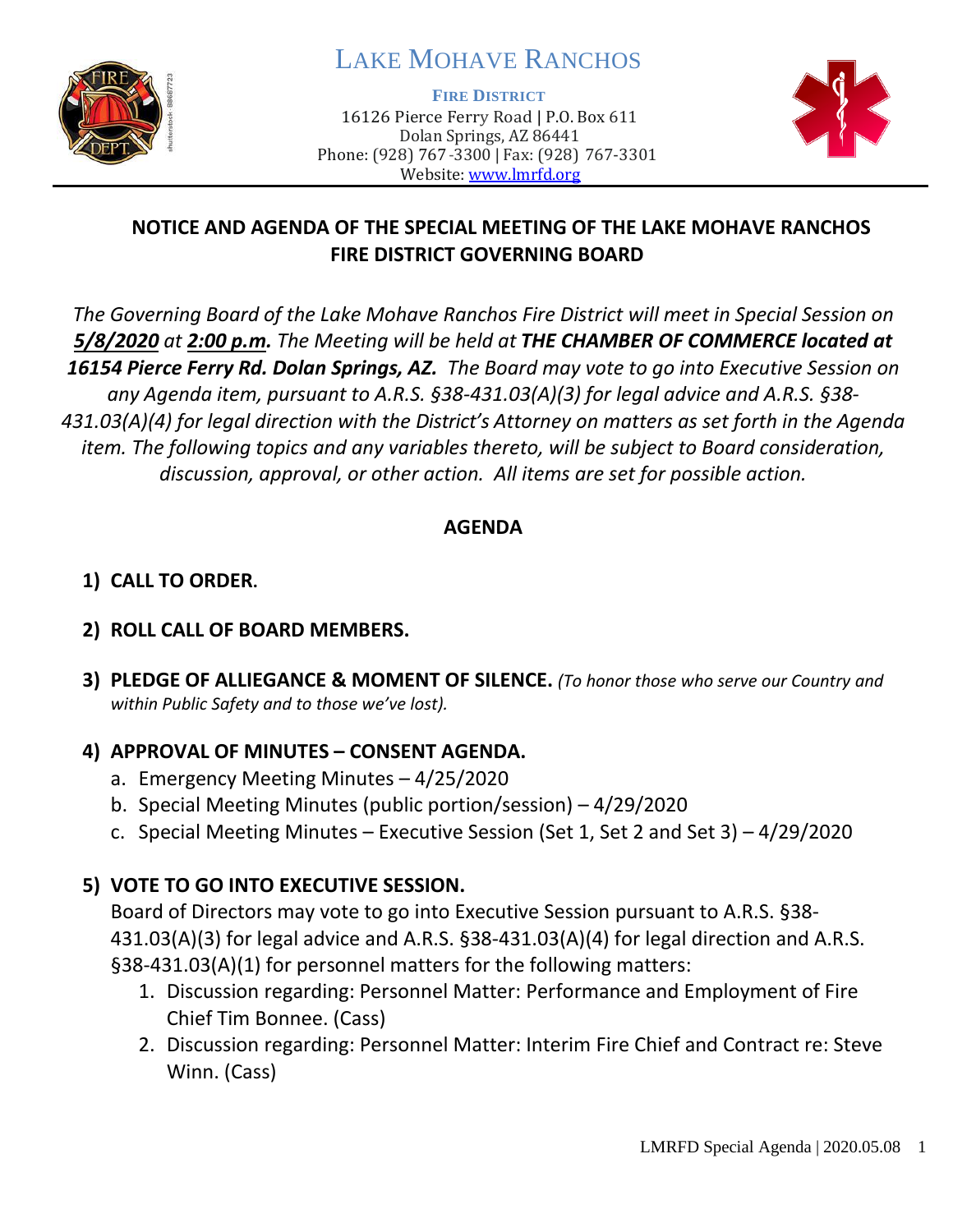# LAKE MOHAVE RANCHOS

**FIRE DISTRICT**

16126 Pierce Ferry Road | P.O. Box 611
Dolan Springs, AZ 86441
Phone: (928) 767-3300 | Fax: (928) 767-3301
Website: www.lmrfd.org

## NOTICE AND AGENDA OF THE SPECIAL MEETING OF THE LAKE MOHAVE RANCHOS FIRE DISTRICT GOVERNING BOARD

*The Governing Board of the Lake Mohave Ranchos Fire District will meet in Special Session on* ***5/8/2020*** *at* ***2:00 p.m.*** *The Meeting will be held at* ***THE CHAMBER OF COMMERCE located at 16154 Pierce Ferry Rd. Dolan Springs, AZ.*** *The Board may vote to go into Executive Session on any Agenda item, pursuant to A.R.S. §38-431.03(A)(3) for legal advice and A.R.S. §38-431.03(A)(4) for legal direction with the District's Attorney on matters as set forth in the Agenda item. The following topics and any variables thereto, will be subject to Board consideration, discussion, approval, or other action. All items are set for possible action.*

## AGENDA

1) **CALL TO ORDER.**

2) **ROLL CALL OF BOARD MEMBERS.**

3) **PLEDGE OF ALLIEGANCE & MOMENT OF SILENCE.** *(To honor those who serve our Country and within Public Safety and to those we've lost).*

4) **APPROVAL OF MINUTES – CONSENT AGENDA.**
   a. Emergency Meeting Minutes – 4/25/2020
   b. Special Meeting Minutes (public portion/session) – 4/29/2020
   c. Special Meeting Minutes – Executive Session (Set 1, Set 2 and Set 3) – 4/29/2020

5) **VOTE TO GO INTO EXECUTIVE SESSION.**
   Board of Directors may vote to go into Executive Session pursuant to A.R.S. §38-431.03(A)(3) for legal advice and A.R.S. §38-431.03(A)(4) for legal direction and A.R.S. §38-431.03(A)(1) for personnel matters for the following matters:
   1. Discussion regarding: Personnel Matter: Performance and Employment of Fire Chief Tim Bonnee. (Cass)
   2. Discussion regarding: Personnel Matter: Interim Fire Chief and Contract re: Steve Winn. (Cass)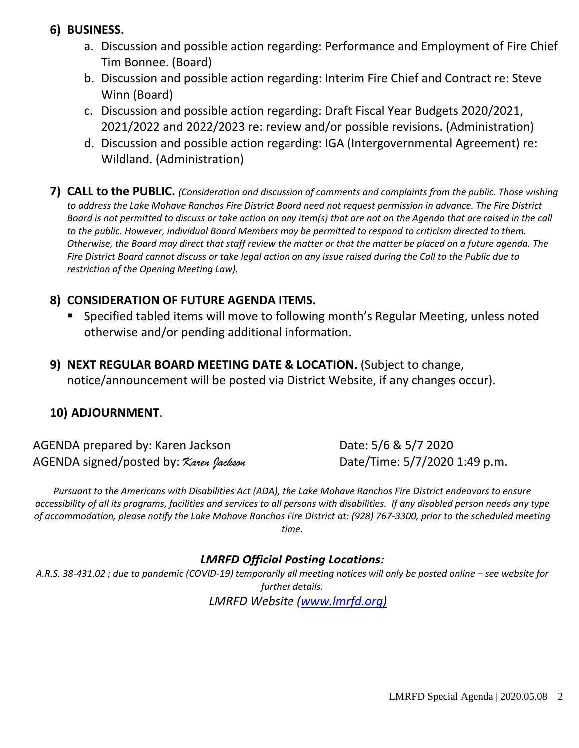**6) BUSINESS.**

a. Discussion and possible action regarding: Performance and Employment of Fire Chief Tim Bonnee. (Board)

b. Discussion and possible action regarding: Interim Fire Chief and Contract re: Steve Winn (Board)

c. Discussion and possible action regarding: Draft Fiscal Year Budgets 2020/2021, 2021/2022 and 2022/2023 re: review and/or possible revisions. (Administration)

d. Discussion and possible action regarding: IGA (Intergovernmental Agreement) re: Wildland. (Administration)

**7) CALL to the PUBLIC.** *(Consideration and discussion of comments and complaints from the public. Those wishing to address the Lake Mohave Ranchos Fire District Board need not request permission in advance. The Fire District Board is not permitted to discuss or take action on any item(s) that are not on the Agenda that are raised in the call to the public. However, individual Board Members may be permitted to respond to criticism directed to them. Otherwise, the Board may direct that staff review the matter or that the matter be placed on a future agenda. The Fire District Board cannot discuss or take legal action on any issue raised during the Call to the Public due to restriction of the Opening Meeting Law).*

**8) CONSIDERATION OF FUTURE AGENDA ITEMS.**

- Specified tabled items will move to following month's Regular Meeting, unless noted otherwise and/or pending additional information.

**9) NEXT REGULAR BOARD MEETING DATE & LOCATION.** (Subject to change, notice/announcement will be posted via District Website, if any changes occur).

**10) ADJOURNMENT**.

AGENDA prepared by: Karen Jackson    Date: 5/6 & 5/7 2020

AGENDA signed/posted by: *Karen Jackson*    Date/Time: 5/7/2020 1:49 p.m.

*Pursuant to the Americans with Disabilities Act (ADA), the Lake Mohave Ranchos Fire District endeavors to ensure accessibility of all its programs, facilities and services to all persons with disabilities. If any disabled person needs any type of accommodation, please notify the Lake Mohave Ranchos Fire District at: (928) 767-3300, prior to the scheduled meeting time.*

***LMRFD Official Posting Locations:***

*A.R.S. 38-431.02 ; due to pandemic (COVID-19) temporarily all meeting notices will only be posted online – see website for further details.*

*LMRFD Website (www.lmrfd.org)*